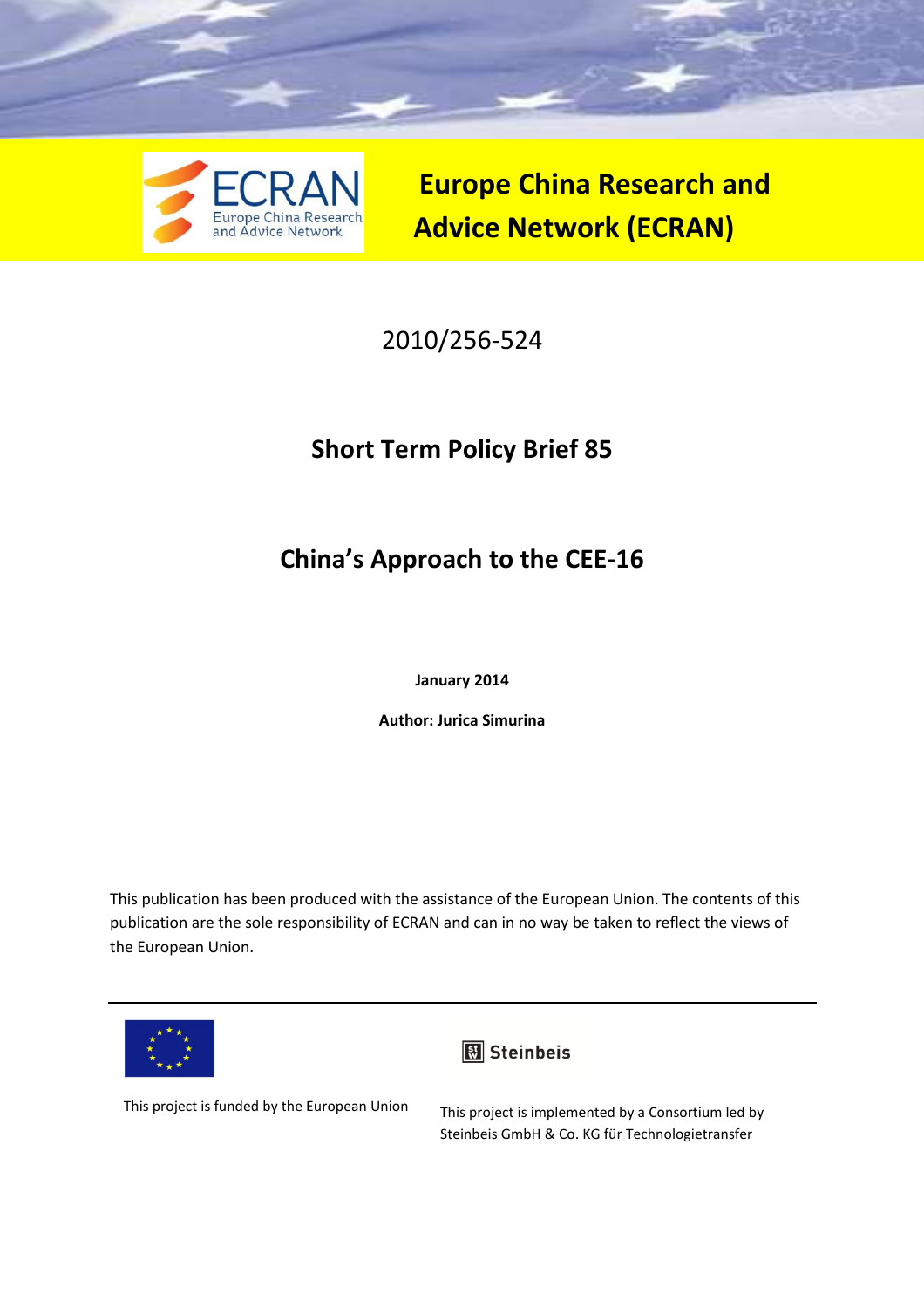# Europe China Research and Advice Network (ECRAN)

2010/256-524

## Short Term Policy Brief 85

## China's Approach to the CEE-16

**January 2014**

**Author: Jurica Simurina**

This publication has been produced with the assistance of the European Union. The contents of this publication are the sole responsibility of ECRAN and can in no way be taken to reflect the views of the European Union.

This project is funded by the European Union

Steinbeis

This project is implemented by a Consortium led by Steinbeis GmbH & Co. KG für Technologietransfer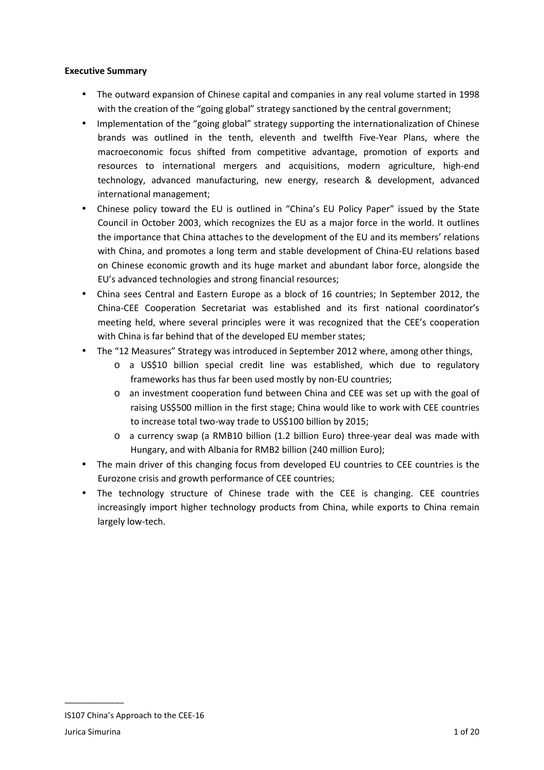**Executive Summary**

- The outward expansion of Chinese capital and companies in any real volume started in 1998 with the creation of the "going global" strategy sanctioned by the central government;
- Implementation of the "going global" strategy supporting the internationalization of Chinese brands was outlined in the tenth, eleventh and twelfth Five-Year Plans, where the macroeconomic focus shifted from competitive advantage, promotion of exports and resources to international mergers and acquisitions, modern agriculture, high-end technology, advanced manufacturing, new energy, research & development, advanced international management;
- Chinese policy toward the EU is outlined in "China's EU Policy Paper" issued by the State Council in October 2003, which recognizes the EU as a major force in the world. It outlines the importance that China attaches to the development of the EU and its members' relations with China, and promotes a long term and stable development of China-EU relations based on Chinese economic growth and its huge market and abundant labor force, alongside the EU's advanced technologies and strong financial resources;
- China sees Central and Eastern Europe as a block of 16 countries; In September 2012, the China-CEE Cooperation Secretariat was established and its first national coordinator's meeting held, where several principles were it was recognized that the CEE's cooperation with China is far behind that of the developed EU member states;
- The "12 Measures" Strategy was introduced in September 2012 where, among other things,
    - a US$10 billion special credit line was established, which due to regulatory frameworks has thus far been used mostly by non-EU countries;
    - an investment cooperation fund between China and CEE was set up with the goal of raising US$500 million in the first stage; China would like to work with CEE countries to increase total two-way trade to US$100 billion by 2015;
    - a currency swap (a RMB10 billion (1.2 billion Euro) three-year deal was made with Hungary, and with Albania for RMB2 billion (240 million Euro);
- The main driver of this changing focus from developed EU countries to CEE countries is the Eurozone crisis and growth performance of CEE countries;
- The technology structure of Chinese trade with the CEE is changing. CEE countries increasingly import higher technology products from China, while exports to China remain largely low-tech.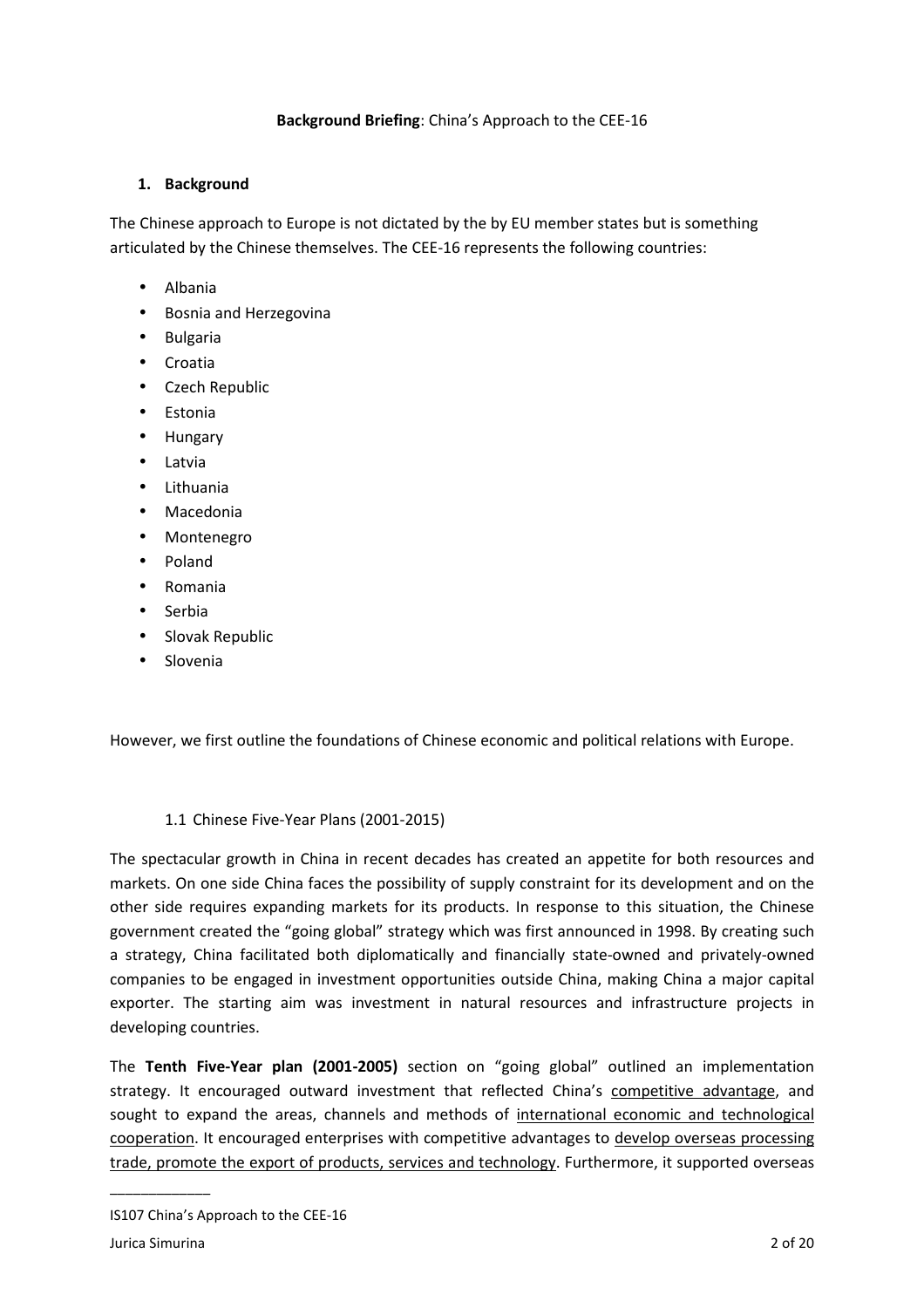**Background Briefing**: China's Approach to the CEE-16

## 1. Background

The Chinese approach to Europe is not dictated by the by EU member states but is something articulated by the Chinese themselves. The CEE-16 represents the following countries:

- Albania
- Bosnia and Herzegovina
- Bulgaria
- Croatia
- Czech Republic
- Estonia
- Hungary
- Latvia
- Lithuania
- Macedonia
- Montenegro
- Poland
- Romania
- Serbia
- Slovak Republic
- Slovenia

However, we first outline the foundations of Chinese economic and political relations with Europe.

### 1.1 Chinese Five-Year Plans (2001-2015)

The spectacular growth in China in recent decades has created an appetite for both resources and markets. On one side China faces the possibility of supply constraint for its development and on the other side requires expanding markets for its products. In response to this situation, the Chinese government created the "going global" strategy which was first announced in 1998. By creating such a strategy, China facilitated both diplomatically and financially state-owned and privately-owned companies to be engaged in investment opportunities outside China, making China a major capital exporter. The starting aim was investment in natural resources and infrastructure projects in developing countries.

The **Tenth Five-Year plan (2001-2005)** section on "going global" outlined an implementation strategy. It encouraged outward investment that reflected China's competitive advantage, and sought to expand the areas, channels and methods of international economic and technological cooperation. It encouraged enterprises with competitive advantages to develop overseas processing trade, promote the export of products, services and technology. Furthermore, it supported overseas

---

IS107 China's Approach to the CEE-16

Jurica Simurina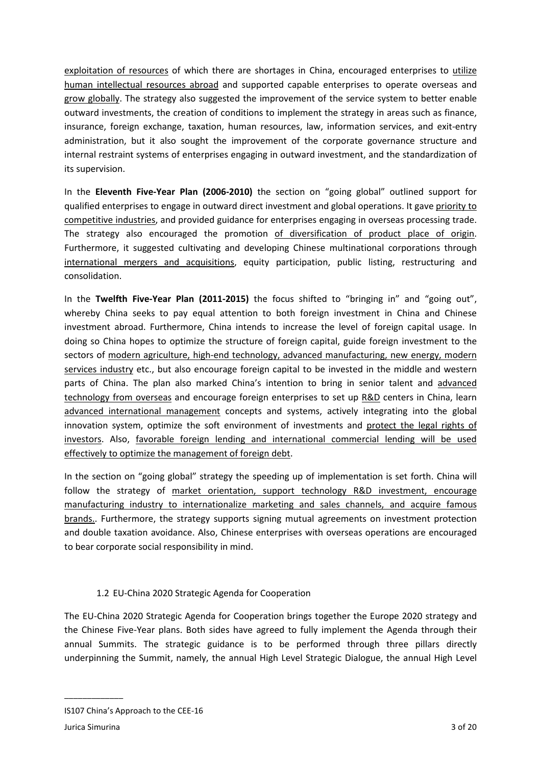exploitation of resources of which there are shortages in China, encouraged enterprises to utilize human intellectual resources abroad and supported capable enterprises to operate overseas and grow globally. The strategy also suggested the improvement of the service system to better enable outward investments, the creation of conditions to implement the strategy in areas such as finance, insurance, foreign exchange, taxation, human resources, law, information services, and exit-entry administration, but it also sought the improvement of the corporate governance structure and internal restraint systems of enterprises engaging in outward investment, and the standardization of its supervision.

In the **Eleventh Five-Year Plan (2006-2010)** the section on "going global" outlined support for qualified enterprises to engage in outward direct investment and global operations. It gave priority to competitive industries, and provided guidance for enterprises engaging in overseas processing trade. The strategy also encouraged the promotion of diversification of product place of origin. Furthermore, it suggested cultivating and developing Chinese multinational corporations through international mergers and acquisitions, equity participation, public listing, restructuring and consolidation.

In the **Twelfth Five-Year Plan (2011-2015)** the focus shifted to "bringing in" and "going out", whereby China seeks to pay equal attention to both foreign investment in China and Chinese investment abroad. Furthermore, China intends to increase the level of foreign capital usage. In doing so China hopes to optimize the structure of foreign capital, guide foreign investment to the sectors of modern agriculture, high-end technology, advanced manufacturing, new energy, modern services industry etc., but also encourage foreign capital to be invested in the middle and western parts of China. The plan also marked China's intention to bring in senior talent and advanced technology from overseas and encourage foreign enterprises to set up R&D centers in China, learn advanced international management concepts and systems, actively integrating into the global innovation system, optimize the soft environment of investments and protect the legal rights of investors. Also, favorable foreign lending and international commercial lending will be used effectively to optimize the management of foreign debt.

In the section on "going global" strategy the speeding up of implementation is set forth. China will follow the strategy of market orientation, support technology R&D investment, encourage manufacturing industry to internationalize marketing and sales channels, and acquire famous brands.. Furthermore, the strategy supports signing mutual agreements on investment protection and double taxation avoidance. Also, Chinese enterprises with overseas operations are encouraged to bear corporate social responsibility in mind.

### 1.2 EU-China 2020 Strategic Agenda for Cooperation

The EU-China 2020 Strategic Agenda for Cooperation brings together the Europe 2020 strategy and the Chinese Five-Year plans. Both sides have agreed to fully implement the Agenda through their annual Summits. The strategic guidance is to be performed through three pillars directly underpinning the Summit, namely, the annual High Level Strategic Dialogue, the annual High Level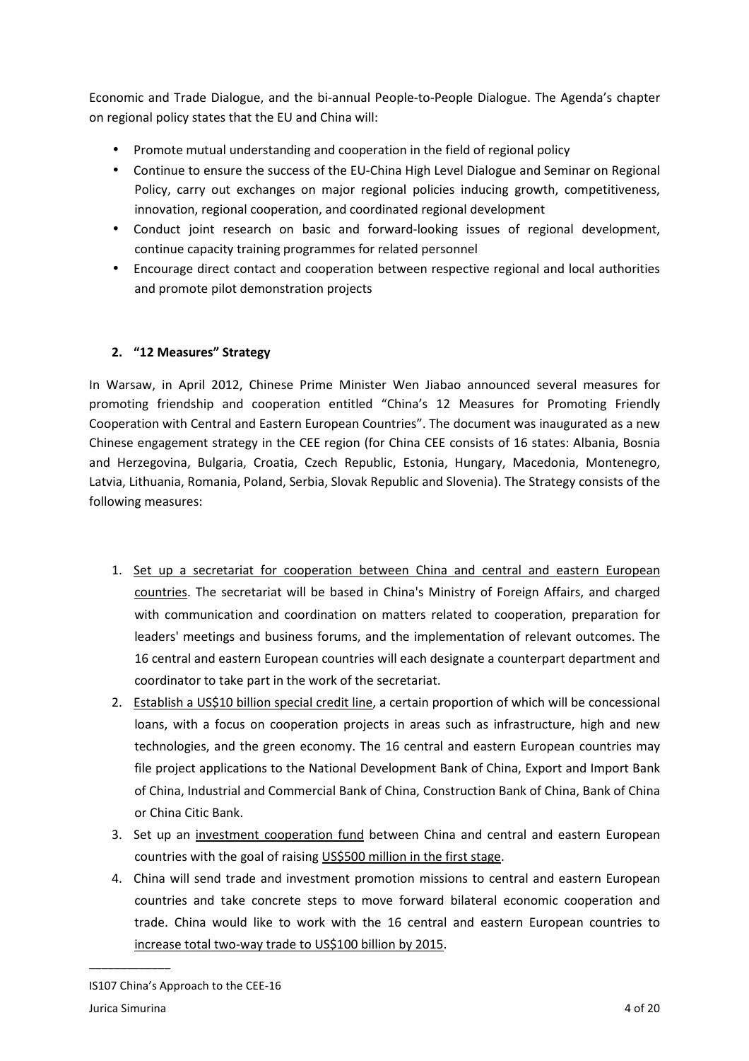Economic and Trade Dialogue, and the bi-annual People-to-People Dialogue. The Agenda's chapter on regional policy states that the EU and China will:

- Promote mutual understanding and cooperation in the field of regional policy
- Continue to ensure the success of the EU-China High Level Dialogue and Seminar on Regional Policy, carry out exchanges on major regional policies inducing growth, competitiveness, innovation, regional cooperation, and coordinated regional development
- Conduct joint research on basic and forward-looking issues of regional development, continue capacity training programmes for related personnel
- Encourage direct contact and cooperation between respective regional and local authorities and promote pilot demonstration projects

## 2. "12 Measures" Strategy

In Warsaw, in April 2012, Chinese Prime Minister Wen Jiabao announced several measures for promoting friendship and cooperation entitled "China's 12 Measures for Promoting Friendly Cooperation with Central and Eastern European Countries". The document was inaugurated as a new Chinese engagement strategy in the CEE region (for China CEE consists of 16 states: Albania, Bosnia and Herzegovina, Bulgaria, Croatia, Czech Republic, Estonia, Hungary, Macedonia, Montenegro, Latvia, Lithuania, Romania, Poland, Serbia, Slovak Republic and Slovenia). The Strategy consists of the following measures:

1. <u>Set up a secretariat for cooperation between China and central and eastern European countries</u>. The secretariat will be based in China's Ministry of Foreign Affairs, and charged with communication and coordination on matters related to cooperation, preparation for leaders' meetings and business forums, and the implementation of relevant outcomes. The 16 central and eastern European countries will each designate a counterpart department and coordinator to take part in the work of the secretariat.
2. <u>Establish a US$10 billion special credit line</u>, a certain proportion of which will be concessional loans, with a focus on cooperation projects in areas such as infrastructure, high and new technologies, and the green economy. The 16 central and eastern European countries may file project applications to the National Development Bank of China, Export and Import Bank of China, Industrial and Commercial Bank of China, Construction Bank of China, Bank of China or China Citic Bank.
3. Set up an <u>investment cooperation fund</u> between China and central and eastern European countries with the goal of raising <u>US$500 million in the first stage</u>.
4. China will send trade and investment promotion missions to central and eastern European countries and take concrete steps to move forward bilateral economic cooperation and trade. China would like to work with the 16 central and eastern European countries to <u>increase total two-way trade to US$100 billion by 2015</u>.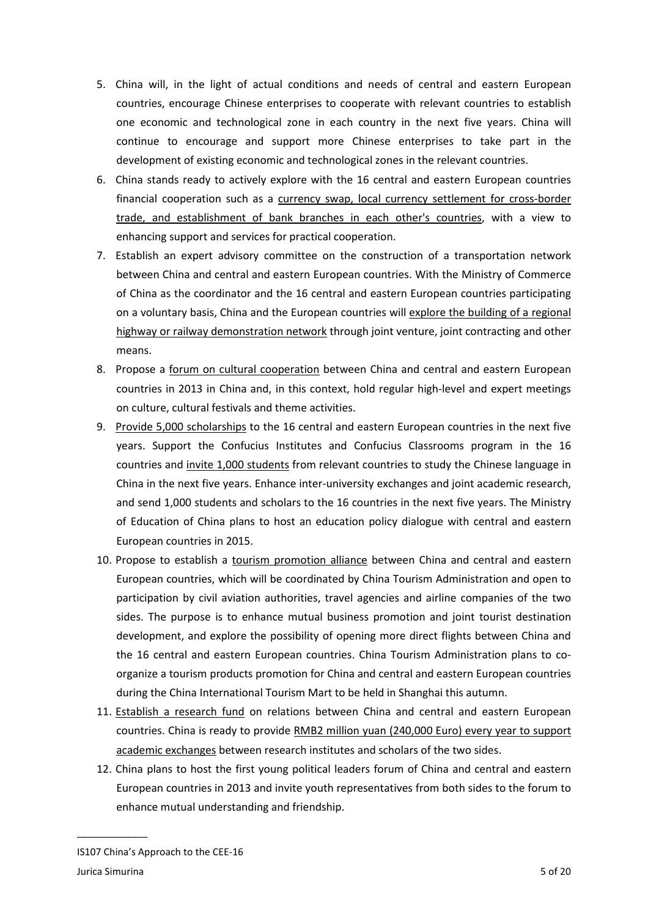5. China will, in the light of actual conditions and needs of central and eastern European countries, encourage Chinese enterprises to cooperate with relevant countries to establish one economic and technological zone in each country in the next five years. China will continue to encourage and support more Chinese enterprises to take part in the development of existing economic and technological zones in the relevant countries.
6. China stands ready to actively explore with the 16 central and eastern European countries financial cooperation such as a <u>currency swap, local currency settlement for cross-border trade, and establishment of bank branches in each other's countries</u>, with a view to enhancing support and services for practical cooperation.
7. Establish an expert advisory committee on the construction of a transportation network between China and central and eastern European countries. With the Ministry of Commerce of China as the coordinator and the 16 central and eastern European countries participating on a voluntary basis, China and the European countries will <u>explore the building of a regional highway or railway demonstration network</u> through joint venture, joint contracting and other means.
8. Propose a <u>forum on cultural cooperation</u> between China and central and eastern European countries in 2013 in China and, in this context, hold regular high-level and expert meetings on culture, cultural festivals and theme activities.
9. <u>Provide 5,000 scholarships</u> to the 16 central and eastern European countries in the next five years. Support the Confucius Institutes and Confucius Classrooms program in the 16 countries and <u>invite 1,000 students</u> from relevant countries to study the Chinese language in China in the next five years. Enhance inter-university exchanges and joint academic research, and send 1,000 students and scholars to the 16 countries in the next five years. The Ministry of Education of China plans to host an education policy dialogue with central and eastern European countries in 2015.
10. Propose to establish a <u>tourism promotion alliance</u> between China and central and eastern European countries, which will be coordinated by China Tourism Administration and open to participation by civil aviation authorities, travel agencies and airline companies of the two sides. The purpose is to enhance mutual business promotion and joint tourist destination development, and explore the possibility of opening more direct flights between China and the 16 central and eastern European countries. China Tourism Administration plans to co-organize a tourism products promotion for China and central and eastern European countries during the China International Tourism Mart to be held in Shanghai this autumn.
11. <u>Establish a research fund</u> on relations between China and central and eastern European countries. China is ready to provide <u>RMB2 million yuan (240,000 Euro) every year to support academic exchanges</u> between research institutes and scholars of the two sides.
12. China plans to host the first young political leaders forum of China and central and eastern European countries in 2013 and invite youth representatives from both sides to the forum to enhance mutual understanding and friendship.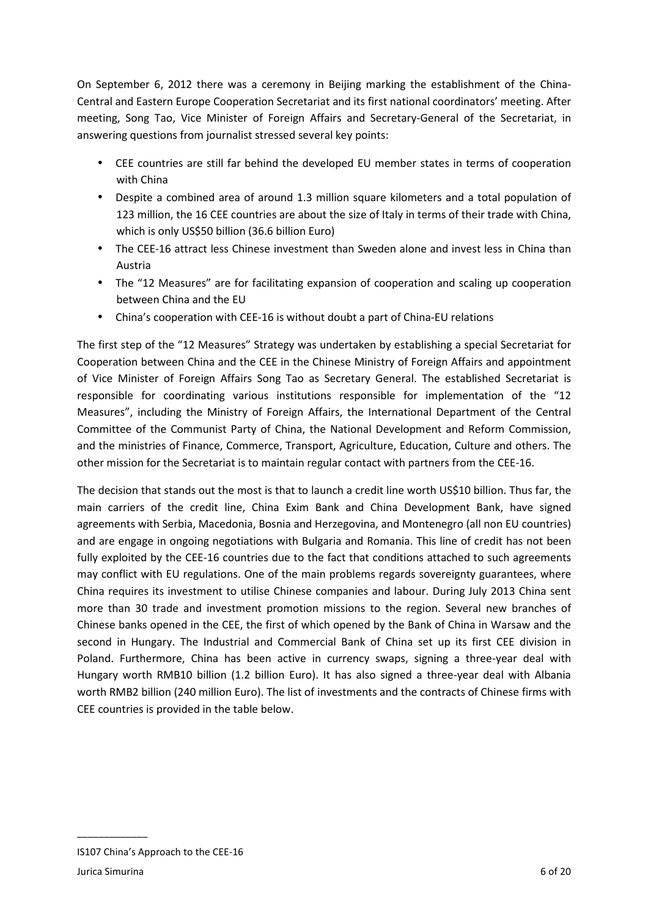On September 6, 2012 there was a ceremony in Beijing marking the establishment of the China-Central and Eastern Europe Cooperation Secretariat and its first national coordinators' meeting. After meeting, Song Tao, Vice Minister of Foreign Affairs and Secretary-General of the Secretariat, in answering questions from journalist stressed several key points:

- CEE countries are still far behind the developed EU member states in terms of cooperation with China
- Despite a combined area of around 1.3 million square kilometers and a total population of 123 million, the 16 CEE countries are about the size of Italy in terms of their trade with China, which is only US$50 billion (36.6 billion Euro)
- The CEE-16 attract less Chinese investment than Sweden alone and invest less in China than Austria
- The "12 Measures" are for facilitating expansion of cooperation and scaling up cooperation between China and the EU
- China's cooperation with CEE-16 is without doubt a part of China-EU relations

The first step of the "12 Measures" Strategy was undertaken by establishing a special Secretariat for Cooperation between China and the CEE in the Chinese Ministry of Foreign Affairs and appointment of Vice Minister of Foreign Affairs Song Tao as Secretary General. The established Secretariat is responsible for coordinating various institutions responsible for implementation of the "12 Measures", including the Ministry of Foreign Affairs, the International Department of the Central Committee of the Communist Party of China, the National Development and Reform Commission, and the ministries of Finance, Commerce, Transport, Agriculture, Education, Culture and others. The other mission for the Secretariat is to maintain regular contact with partners from the CEE-16.

The decision that stands out the most is that to launch a credit line worth US$10 billion. Thus far, the main carriers of the credit line, China Exim Bank and China Development Bank, have signed agreements with Serbia, Macedonia, Bosnia and Herzegovina, and Montenegro (all non EU countries) and are engage in ongoing negotiations with Bulgaria and Romania. This line of credit has not been fully exploited by the CEE-16 countries due to the fact that conditions attached to such agreements may conflict with EU regulations. One of the main problems regards sovereignty guarantees, where China requires its investment to utilise Chinese companies and labour. During July 2013 China sent more than 30 trade and investment promotion missions to the region. Several new branches of Chinese banks opened in the CEE, the first of which opened by the Bank of China in Warsaw and the second in Hungary. The Industrial and Commercial Bank of China set up its first CEE division in Poland. Furthermore, China has been active in currency swaps, signing a three-year deal with Hungary worth RMB10 billion (1.2 billion Euro). It has also signed a three-year deal with Albania worth RMB2 billion (240 million Euro). The list of investments and the contracts of Chinese firms with CEE countries is provided in the table below.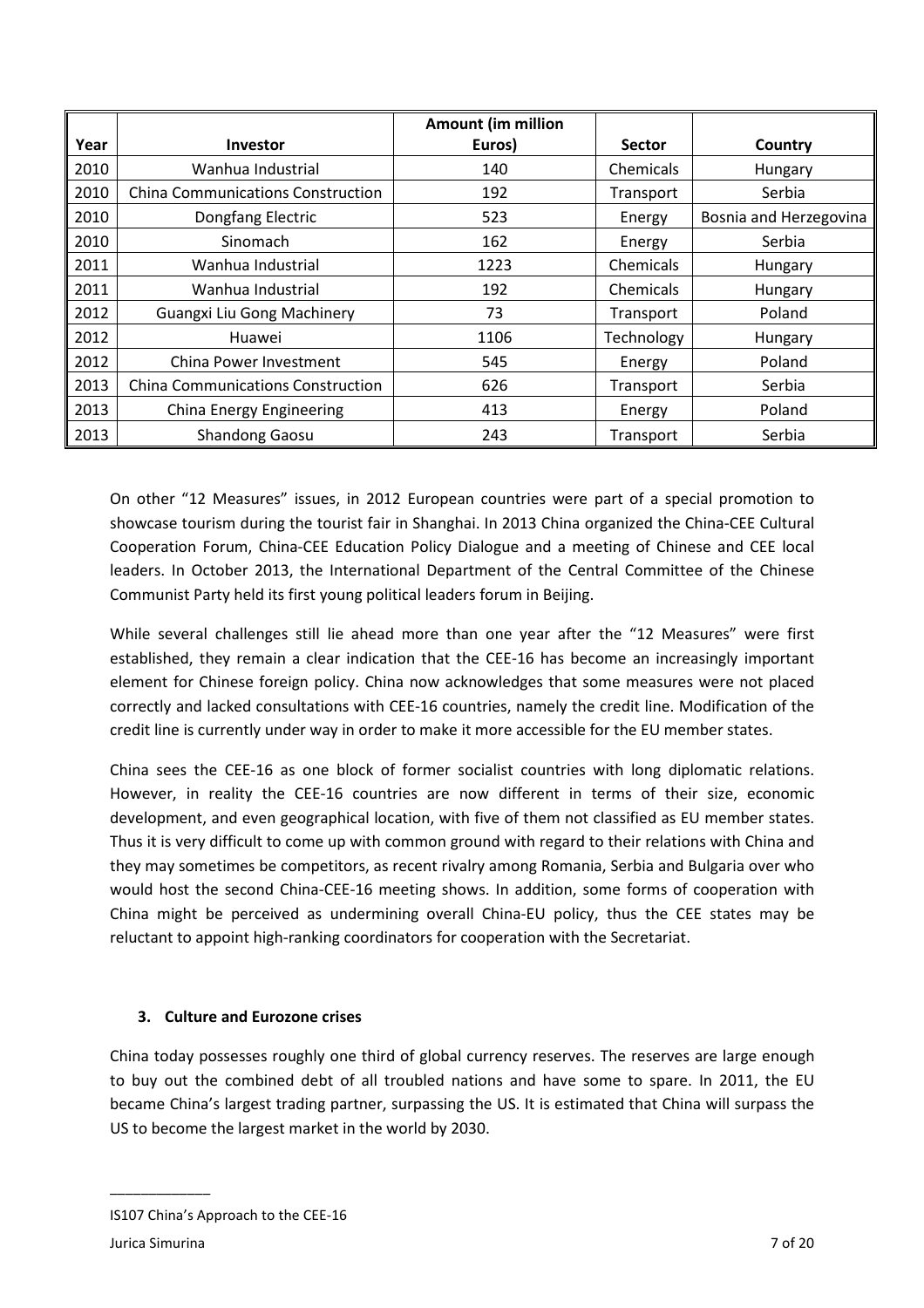| Year | Investor | Amount (im million Euros) | Sector | Country |
|---|---|---|---|---|
| 2010 | Wanhua Industrial | 140 | Chemicals | Hungary |
| 2010 | China Communications Construction | 192 | Transport | Serbia |
| 2010 | Dongfang Electric | 523 | Energy | Bosnia and Herzegovina |
| 2010 | Sinomach | 162 | Energy | Serbia |
| 2011 | Wanhua Industrial | 1223 | Chemicals | Hungary |
| 2011 | Wanhua Industrial | 192 | Chemicals | Hungary |
| 2012 | Guangxi Liu Gong Machinery | 73 | Transport | Poland |
| 2012 | Huawei | 1106 | Technology | Hungary |
| 2012 | China Power Investment | 545 | Energy | Poland |
| 2013 | China Communications Construction | 626 | Transport | Serbia |
| 2013 | China Energy Engineering | 413 | Energy | Poland |
| 2013 | Shandong Gaosu | 243 | Transport | Serbia |

On other "12 Measures" issues, in 2012 European countries were part of a special promotion to showcase tourism during the tourist fair in Shanghai. In 2013 China organized the China-CEE Cultural Cooperation Forum, China-CEE Education Policy Dialogue and a meeting of Chinese and CEE local leaders. In October 2013, the International Department of the Central Committee of the Chinese Communist Party held its first young political leaders forum in Beijing.

While several challenges still lie ahead more than one year after the "12 Measures" were first established, they remain a clear indication that the CEE-16 has become an increasingly important element for Chinese foreign policy. China now acknowledges that some measures were not placed correctly and lacked consultations with CEE-16 countries, namely the credit line. Modification of the credit line is currently under way in order to make it more accessible for the EU member states.

China sees the CEE-16 as one block of former socialist countries with long diplomatic relations. However, in reality the CEE-16 countries are now different in terms of their size, economic development, and even geographical location, with five of them not classified as EU member states. Thus it is very difficult to come up with common ground with regard to their relations with China and they may sometimes be competitors, as recent rivalry among Romania, Serbia and Bulgaria over who would host the second China-CEE-16 meeting shows. In addition, some forms of cooperation with China might be perceived as undermining overall China-EU policy, thus the CEE states may be reluctant to appoint high-ranking coordinators for cooperation with the Secretariat.

### 3. Culture and Eurozone crises

China today possesses roughly one third of global currency reserves. The reserves are large enough to buy out the combined debt of all troubled nations and have some to spare. In 2011, the EU became China's largest trading partner, surpassing the US. It is estimated that China will surpass the US to become the largest market in the world by 2030.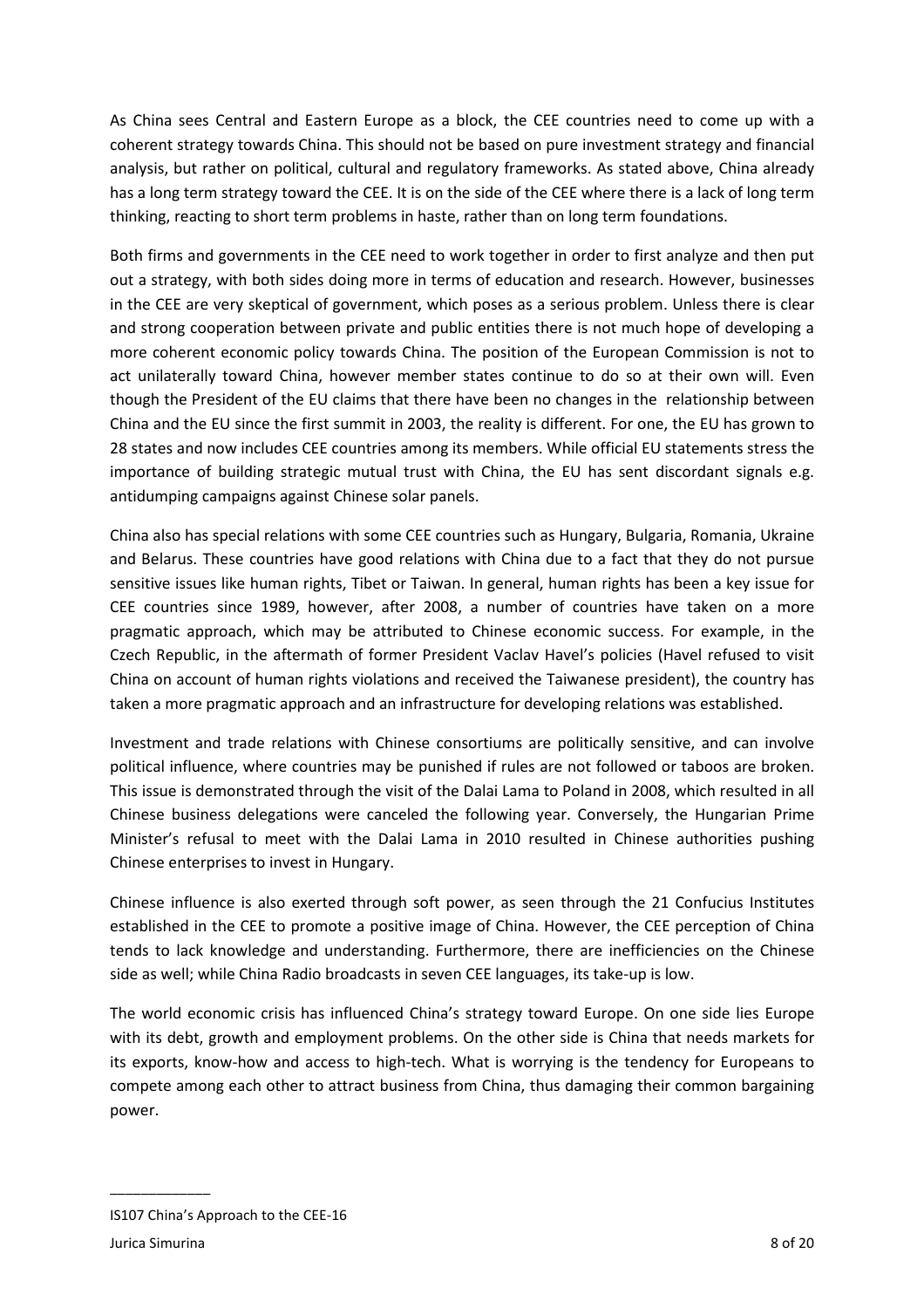As China sees Central and Eastern Europe as a block, the CEE countries need to come up with a coherent strategy towards China. This should not be based on pure investment strategy and financial analysis, but rather on political, cultural and regulatory frameworks. As stated above, China already has a long term strategy toward the CEE. It is on the side of the CEE where there is a lack of long term thinking, reacting to short term problems in haste, rather than on long term foundations.

Both firms and governments in the CEE need to work together in order to first analyze and then put out a strategy, with both sides doing more in terms of education and research. However, businesses in the CEE are very skeptical of government, which poses as a serious problem. Unless there is clear and strong cooperation between private and public entities there is not much hope of developing a more coherent economic policy towards China. The position of the European Commission is not to act unilaterally toward China, however member states continue to do so at their own will. Even though the President of the EU claims that there have been no changes in the relationship between China and the EU since the first summit in 2003, the reality is different. For one, the EU has grown to 28 states and now includes CEE countries among its members. While official EU statements stress the importance of building strategic mutual trust with China, the EU has sent discordant signals e.g. antidumping campaigns against Chinese solar panels.

China also has special relations with some CEE countries such as Hungary, Bulgaria, Romania, Ukraine and Belarus. These countries have good relations with China due to a fact that they do not pursue sensitive issues like human rights, Tibet or Taiwan. In general, human rights has been a key issue for CEE countries since 1989, however, after 2008, a number of countries have taken on a more pragmatic approach, which may be attributed to Chinese economic success. For example, in the Czech Republic, in the aftermath of former President Vaclav Havel's policies (Havel refused to visit China on account of human rights violations and received the Taiwanese president), the country has taken a more pragmatic approach and an infrastructure for developing relations was established.

Investment and trade relations with Chinese consortiums are politically sensitive, and can involve political influence, where countries may be punished if rules are not followed or taboos are broken. This issue is demonstrated through the visit of the Dalai Lama to Poland in 2008, which resulted in all Chinese business delegations were canceled the following year. Conversely, the Hungarian Prime Minister's refusal to meet with the Dalai Lama in 2010 resulted in Chinese authorities pushing Chinese enterprises to invest in Hungary.

Chinese influence is also exerted through soft power, as seen through the 21 Confucius Institutes established in the CEE to promote a positive image of China. However, the CEE perception of China tends to lack knowledge and understanding. Furthermore, there are inefficiencies on the Chinese side as well; while China Radio broadcasts in seven CEE languages, its take-up is low.

The world economic crisis has influenced China's strategy toward Europe. On one side lies Europe with its debt, growth and employment problems. On the other side is China that needs markets for its exports, know-how and access to high-tech. What is worrying is the tendency for Europeans to compete among each other to attract business from China, thus damaging their common bargaining power.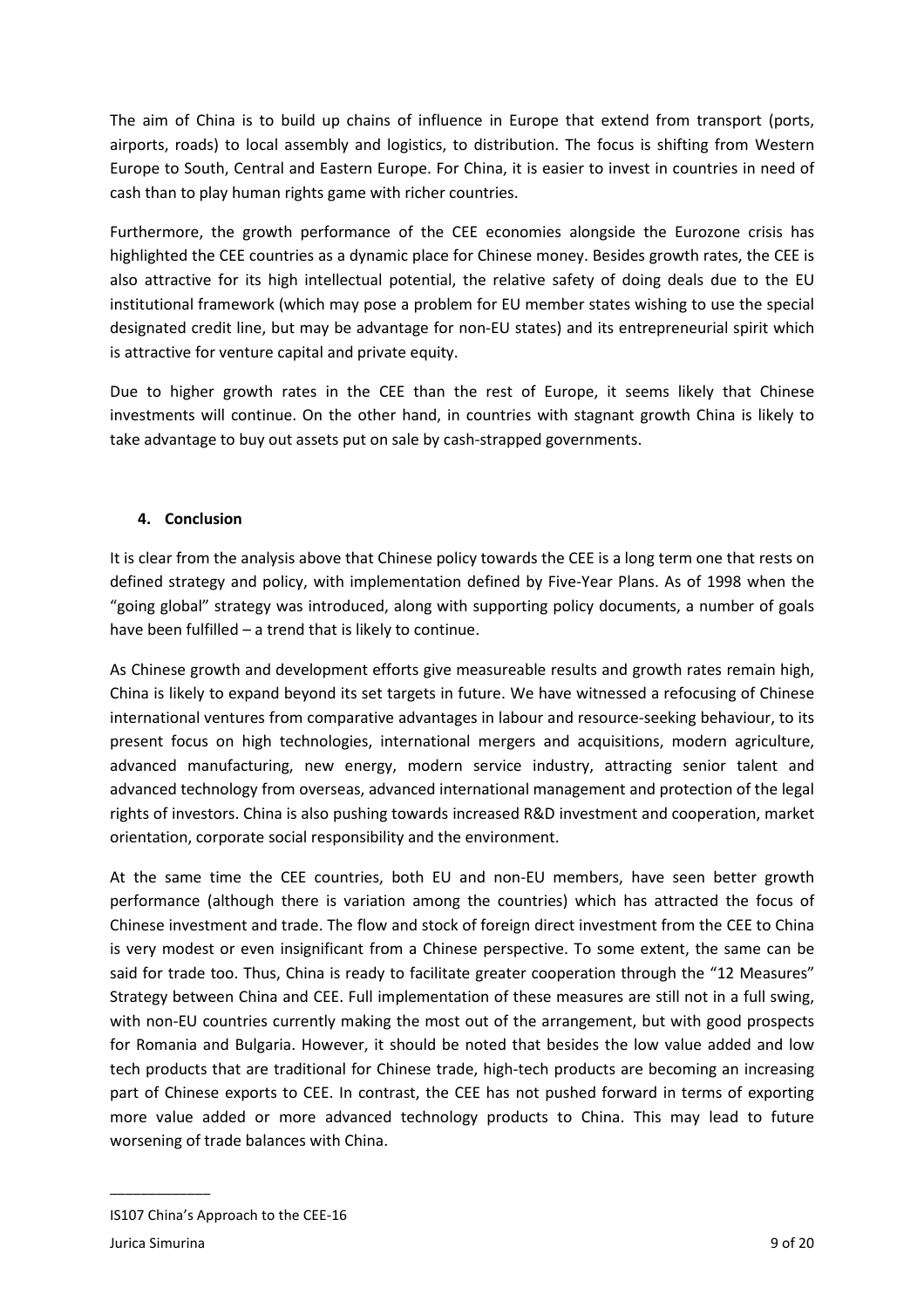The aim of China is to build up chains of influence in Europe that extend from transport (ports, airports, roads) to local assembly and logistics, to distribution. The focus is shifting from Western Europe to South, Central and Eastern Europe. For China, it is easier to invest in countries in need of cash than to play human rights game with richer countries.

Furthermore, the growth performance of the CEE economies alongside the Eurozone crisis has highlighted the CEE countries as a dynamic place for Chinese money. Besides growth rates, the CEE is also attractive for its high intellectual potential, the relative safety of doing deals due to the EU institutional framework (which may pose a problem for EU member states wishing to use the special designated credit line, but may be advantage for non-EU states) and its entrepreneurial spirit which is attractive for venture capital and private equity.

Due to higher growth rates in the CEE than the rest of Europe, it seems likely that Chinese investments will continue. On the other hand, in countries with stagnant growth China is likely to take advantage to buy out assets put on sale by cash-strapped governments.

## 4. Conclusion

It is clear from the analysis above that Chinese policy towards the CEE is a long term one that rests on defined strategy and policy, with implementation defined by Five-Year Plans. As of 1998 when the "going global" strategy was introduced, along with supporting policy documents, a number of goals have been fulfilled – a trend that is likely to continue.

As Chinese growth and development efforts give measureable results and growth rates remain high, China is likely to expand beyond its set targets in future. We have witnessed a refocusing of Chinese international ventures from comparative advantages in labour and resource-seeking behaviour, to its present focus on high technologies, international mergers and acquisitions, modern agriculture, advanced manufacturing, new energy, modern service industry, attracting senior talent and advanced technology from overseas, advanced international management and protection of the legal rights of investors. China is also pushing towards increased R&D investment and cooperation, market orientation, corporate social responsibility and the environment.

At the same time the CEE countries, both EU and non-EU members, have seen better growth performance (although there is variation among the countries) which has attracted the focus of Chinese investment and trade. The flow and stock of foreign direct investment from the CEE to China is very modest or even insignificant from a Chinese perspective. To some extent, the same can be said for trade too. Thus, China is ready to facilitate greater cooperation through the "12 Measures" Strategy between China and CEE. Full implementation of these measures are still not in a full swing, with non-EU countries currently making the most out of the arrangement, but with good prospects for Romania and Bulgaria. However, it should be noted that besides the low value added and low tech products that are traditional for Chinese trade, high-tech products are becoming an increasing part of Chinese exports to CEE. In contrast, the CEE has not pushed forward in terms of exporting more value added or more advanced technology products to China. This may lead to future worsening of trade balances with China.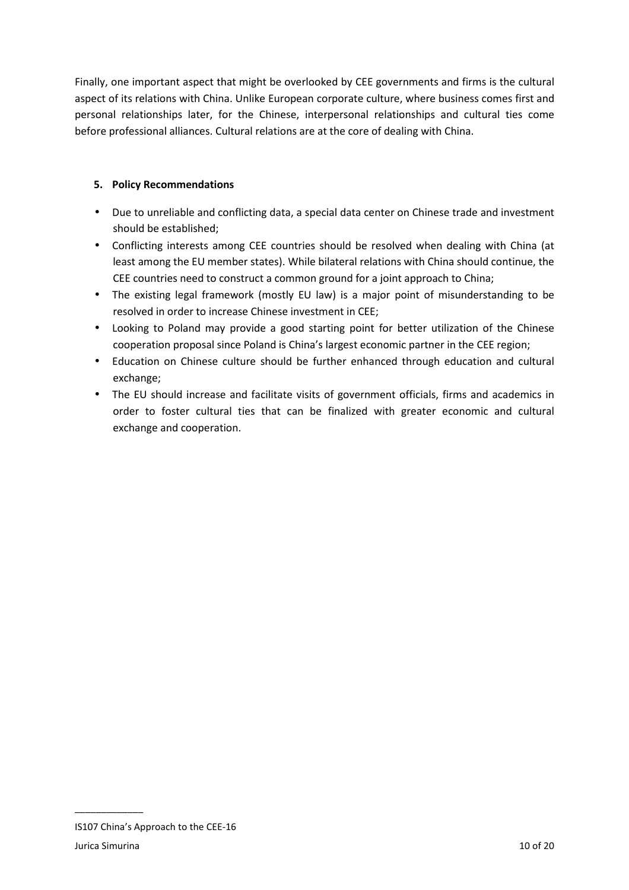Finally, one important aspect that might be overlooked by CEE governments and firms is the cultural aspect of its relations with China. Unlike European corporate culture, where business comes first and personal relationships later, for the Chinese, interpersonal relationships and cultural ties come before professional alliances. Cultural relations are at the core of dealing with China.

## 5. Policy Recommendations

- Due to unreliable and conflicting data, a special data center on Chinese trade and investment should be established;
- Conflicting interests among CEE countries should be resolved when dealing with China (at least among the EU member states). While bilateral relations with China should continue, the CEE countries need to construct a common ground for a joint approach to China;
- The existing legal framework (mostly EU law) is a major point of misunderstanding to be resolved in order to increase Chinese investment in CEE;
- Looking to Poland may provide a good starting point for better utilization of the Chinese cooperation proposal since Poland is China's largest economic partner in the CEE region;
- Education on Chinese culture should be further enhanced through education and cultural exchange;
- The EU should increase and facilitate visits of government officials, firms and academics in order to foster cultural ties that can be finalized with greater economic and cultural exchange and cooperation.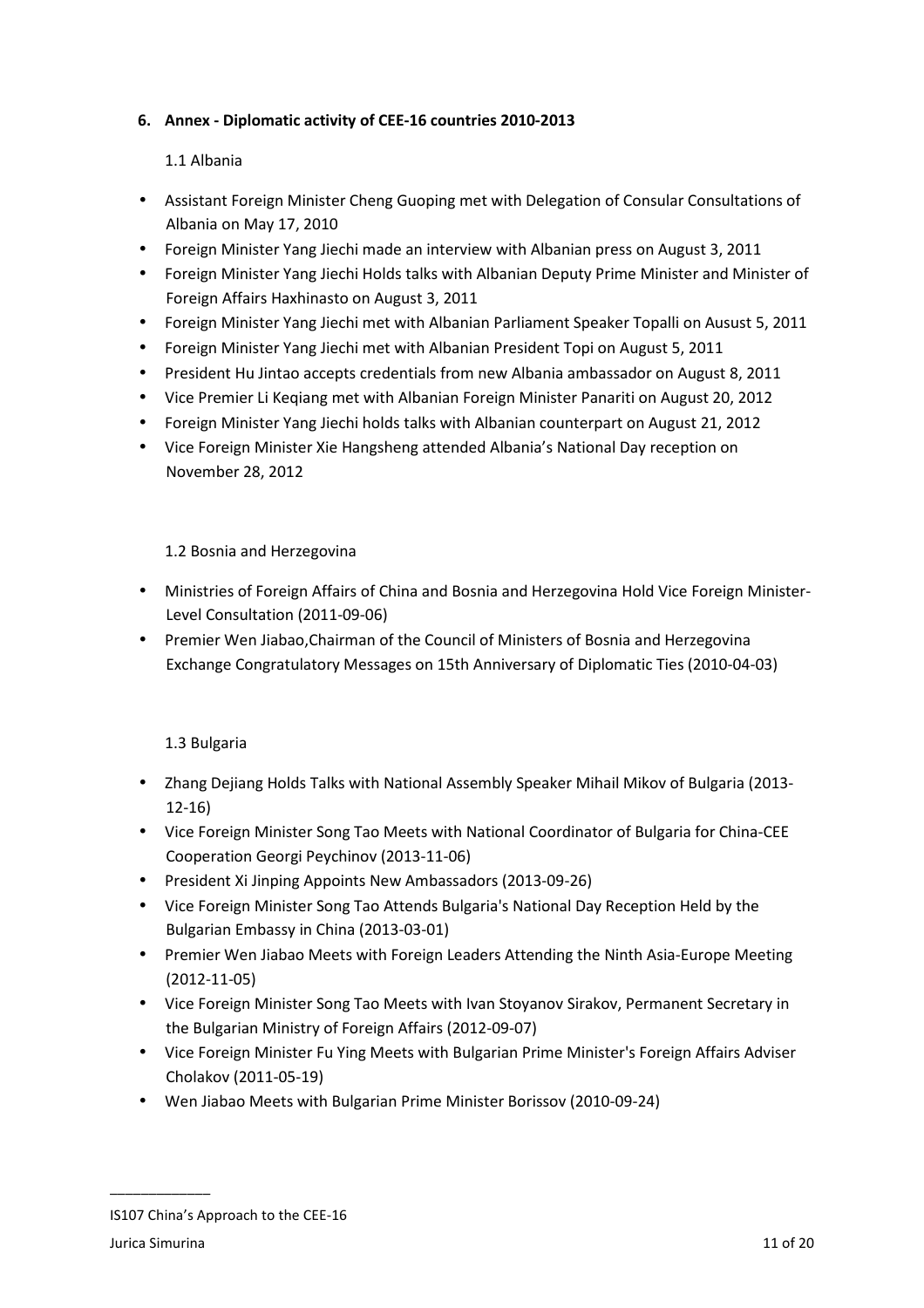## 6. Annex - Diplomatic activity of CEE-16 countries 2010-2013

### 1.1 Albania

- Assistant Foreign Minister Cheng Guoping met with Delegation of Consular Consultations of Albania on May 17, 2010
- Foreign Minister Yang Jiechi made an interview with Albanian press on August 3, 2011
- Foreign Minister Yang Jiechi Holds talks with Albanian Deputy Prime Minister and Minister of Foreign Affairs Haxhinasto on August 3, 2011
- Foreign Minister Yang Jiechi met with Albanian Parliament Speaker Topalli on Ausust 5, 2011
- Foreign Minister Yang Jiechi met with Albanian President Topi on August 5, 2011
- President Hu Jintao accepts credentials from new Albania ambassador on August 8, 2011
- Vice Premier Li Keqiang met with Albanian Foreign Minister Panariti on August 20, 2012
- Foreign Minister Yang Jiechi holds talks with Albanian counterpart on August 21, 2012
- Vice Foreign Minister Xie Hangsheng attended Albania's National Day reception on November 28, 2012

### 1.2 Bosnia and Herzegovina

- Ministries of Foreign Affairs of China and Bosnia and Herzegovina Hold Vice Foreign Minister-Level Consultation (2011-09-06)
- Premier Wen Jiabao,Chairman of the Council of Ministers of Bosnia and Herzegovina Exchange Congratulatory Messages on 15th Anniversary of Diplomatic Ties (2010-04-03)

### 1.3 Bulgaria

- Zhang Dejiang Holds Talks with National Assembly Speaker Mihail Mikov of Bulgaria (2013-12-16)
- Vice Foreign Minister Song Tao Meets with National Coordinator of Bulgaria for China-CEE Cooperation Georgi Peychinov (2013-11-06)
- President Xi Jinping Appoints New Ambassadors (2013-09-26)
- Vice Foreign Minister Song Tao Attends Bulgaria's National Day Reception Held by the Bulgarian Embassy in China (2013-03-01)
- Premier Wen Jiabao Meets with Foreign Leaders Attending the Ninth Asia-Europe Meeting (2012-11-05)
- Vice Foreign Minister Song Tao Meets with Ivan Stoyanov Sirakov, Permanent Secretary in the Bulgarian Ministry of Foreign Affairs (2012-09-07)
- Vice Foreign Minister Fu Ying Meets with Bulgarian Prime Minister's Foreign Affairs Adviser Cholakov (2011-05-19)
- Wen Jiabao Meets with Bulgarian Prime Minister Borissov (2010-09-24)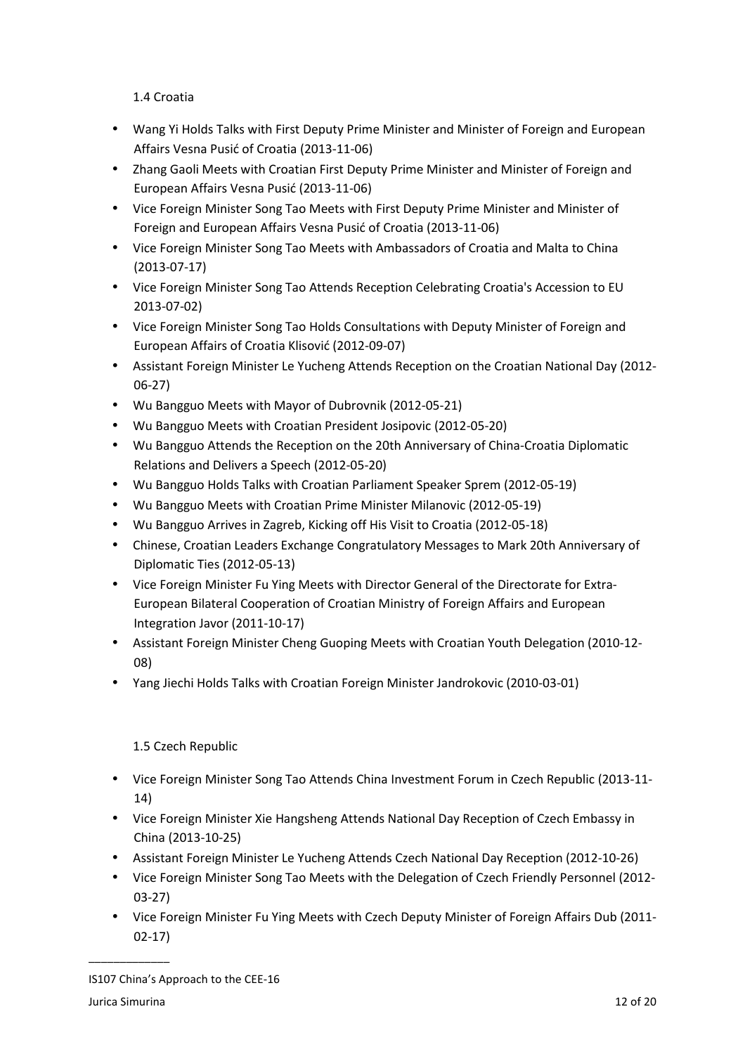### 1.4 Croatia

- Wang Yi Holds Talks with First Deputy Prime Minister and Minister of Foreign and European Affairs Vesna Pusić of Croatia (2013-11-06)
- Zhang Gaoli Meets with Croatian First Deputy Prime Minister and Minister of Foreign and European Affairs Vesna Pusić (2013-11-06)
- Vice Foreign Minister Song Tao Meets with First Deputy Prime Minister and Minister of Foreign and European Affairs Vesna Pusić of Croatia (2013-11-06)
- Vice Foreign Minister Song Tao Meets with Ambassadors of Croatia and Malta to China (2013-07-17)
- Vice Foreign Minister Song Tao Attends Reception Celebrating Croatia's Accession to EU 2013-07-02)
- Vice Foreign Minister Song Tao Holds Consultations with Deputy Minister of Foreign and European Affairs of Croatia Klisović (2012-09-07)
- Assistant Foreign Minister Le Yucheng Attends Reception on the Croatian National Day (2012-06-27)
- Wu Bangguo Meets with Mayor of Dubrovnik (2012-05-21)
- Wu Bangguo Meets with Croatian President Josipovic (2012-05-20)
- Wu Bangguo Attends the Reception on the 20th Anniversary of China-Croatia Diplomatic Relations and Delivers a Speech (2012-05-20)
- Wu Bangguo Holds Talks with Croatian Parliament Speaker Sprem (2012-05-19)
- Wu Bangguo Meets with Croatian Prime Minister Milanovic (2012-05-19)
- Wu Bangguo Arrives in Zagreb, Kicking off His Visit to Croatia (2012-05-18)
- Chinese, Croatian Leaders Exchange Congratulatory Messages to Mark 20th Anniversary of Diplomatic Ties (2012-05-13)
- Vice Foreign Minister Fu Ying Meets with Director General of the Directorate for Extra-European Bilateral Cooperation of Croatian Ministry of Foreign Affairs and European Integration Javor (2011-10-17)
- Assistant Foreign Minister Cheng Guoping Meets with Croatian Youth Delegation (2010-12-08)
- Yang Jiechi Holds Talks with Croatian Foreign Minister Jandrokovic (2010-03-01)

### 1.5 Czech Republic

- Vice Foreign Minister Song Tao Attends China Investment Forum in Czech Republic (2013-11-14)
- Vice Foreign Minister Xie Hangsheng Attends National Day Reception of Czech Embassy in China (2013-10-25)
- Assistant Foreign Minister Le Yucheng Attends Czech National Day Reception (2012-10-26)
- Vice Foreign Minister Song Tao Meets with the Delegation of Czech Friendly Personnel (2012-03-27)
- Vice Foreign Minister Fu Ying Meets with Czech Deputy Minister of Foreign Affairs Dub (2011-02-17)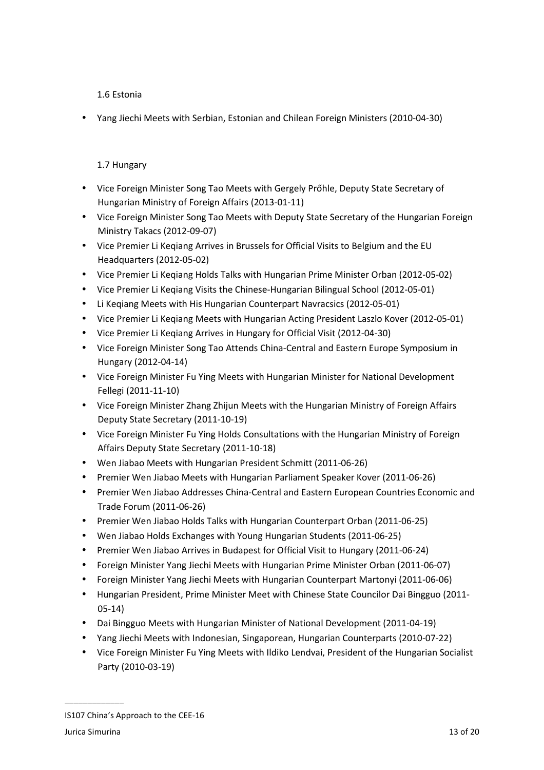### 1.6 Estonia

- Yang Jiechi Meets with Serbian, Estonian and Chilean Foreign Ministers (2010-04-30)

### 1.7 Hungary

- Vice Foreign Minister Song Tao Meets with Gergely Prőhle, Deputy State Secretary of Hungarian Ministry of Foreign Affairs (2013-01-11)
- Vice Foreign Minister Song Tao Meets with Deputy State Secretary of the Hungarian Foreign Ministry Takacs (2012-09-07)
- Vice Premier Li Keqiang Arrives in Brussels for Official Visits to Belgium and the EU Headquarters (2012-05-02)
- Vice Premier Li Keqiang Holds Talks with Hungarian Prime Minister Orban (2012-05-02)
- Vice Premier Li Keqiang Visits the Chinese-Hungarian Bilingual School (2012-05-01)
- Li Keqiang Meets with His Hungarian Counterpart Navracsics (2012-05-01)
- Vice Premier Li Keqiang Meets with Hungarian Acting President Laszlo Kover (2012-05-01)
- Vice Premier Li Keqiang Arrives in Hungary for Official Visit (2012-04-30)
- Vice Foreign Minister Song Tao Attends China-Central and Eastern Europe Symposium in Hungary (2012-04-14)
- Vice Foreign Minister Fu Ying Meets with Hungarian Minister for National Development Fellegi (2011-11-10)
- Vice Foreign Minister Zhang Zhijun Meets with the Hungarian Ministry of Foreign Affairs Deputy State Secretary (2011-10-19)
- Vice Foreign Minister Fu Ying Holds Consultations with the Hungarian Ministry of Foreign Affairs Deputy State Secretary (2011-10-18)
- Wen Jiabao Meets with Hungarian President Schmitt (2011-06-26)
- Premier Wen Jiabao Meets with Hungarian Parliament Speaker Kover (2011-06-26)
- Premier Wen Jiabao Addresses China-Central and Eastern European Countries Economic and Trade Forum (2011-06-26)
- Premier Wen Jiabao Holds Talks with Hungarian Counterpart Orban (2011-06-25)
- Wen Jiabao Holds Exchanges with Young Hungarian Students (2011-06-25)
- Premier Wen Jiabao Arrives in Budapest for Official Visit to Hungary (2011-06-24)
- Foreign Minister Yang Jiechi Meets with Hungarian Prime Minister Orban (2011-06-07)
- Foreign Minister Yang Jiechi Meets with Hungarian Counterpart Martonyi (2011-06-06)
- Hungarian President, Prime Minister Meet with Chinese State Councilor Dai Bingguo (2011-05-14)
- Dai Bingguo Meets with Hungarian Minister of National Development (2011-04-19)
- Yang Jiechi Meets with Indonesian, Singaporean, Hungarian Counterparts (2010-07-22)
- Vice Foreign Minister Fu Ying Meets with Ildiko Lendvai, President of the Hungarian Socialist Party (2010-03-19)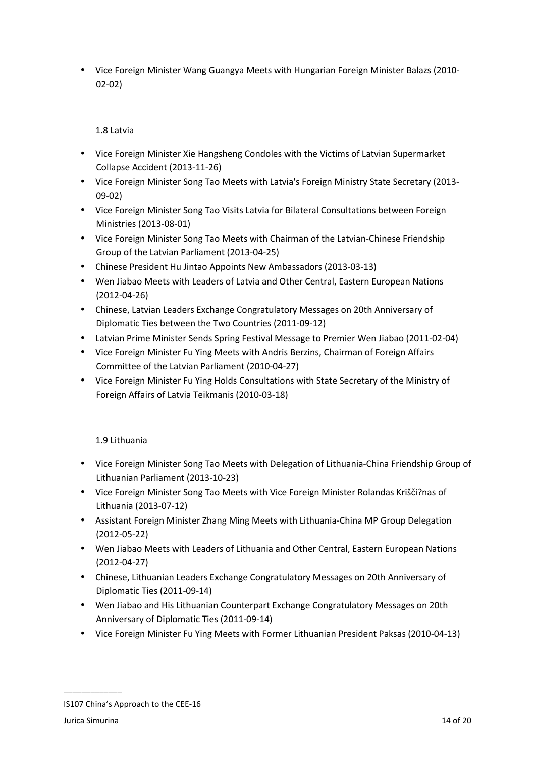- Vice Foreign Minister Wang Guangya Meets with Hungarian Foreign Minister Balazs (2010-02-02)

### 1.8 Latvia

- Vice Foreign Minister Xie Hangsheng Condoles with the Victims of Latvian Supermarket Collapse Accident (2013-11-26)
- Vice Foreign Minister Song Tao Meets with Latvia's Foreign Ministry State Secretary (2013-09-02)
- Vice Foreign Minister Song Tao Visits Latvia for Bilateral Consultations between Foreign Ministries (2013-08-01)
- Vice Foreign Minister Song Tao Meets with Chairman of the Latvian-Chinese Friendship Group of the Latvian Parliament (2013-04-25)
- Chinese President Hu Jintao Appoints New Ambassadors (2013-03-13)
- Wen Jiabao Meets with Leaders of Latvia and Other Central, Eastern European Nations (2012-04-26)
- Chinese, Latvian Leaders Exchange Congratulatory Messages on 20th Anniversary of Diplomatic Ties between the Two Countries (2011-09-12)
- Latvian Prime Minister Sends Spring Festival Message to Premier Wen Jiabao (2011-02-04)
- Vice Foreign Minister Fu Ying Meets with Andris Berzins, Chairman of Foreign Affairs Committee of the Latvian Parliament (2010-04-27)
- Vice Foreign Minister Fu Ying Holds Consultations with State Secretary of the Ministry of Foreign Affairs of Latvia Teikmanis (2010-03-18)

### 1.9 Lithuania

- Vice Foreign Minister Song Tao Meets with Delegation of Lithuania-China Friendship Group of Lithuanian Parliament (2013-10-23)
- Vice Foreign Minister Song Tao Meets with Vice Foreign Minister Rolandas Krišči?nas of Lithuania (2013-07-12)
- Assistant Foreign Minister Zhang Ming Meets with Lithuania-China MP Group Delegation (2012-05-22)
- Wen Jiabao Meets with Leaders of Lithuania and Other Central, Eastern European Nations (2012-04-27)
- Chinese, Lithuanian Leaders Exchange Congratulatory Messages on 20th Anniversary of Diplomatic Ties (2011-09-14)
- Wen Jiabao and His Lithuanian Counterpart Exchange Congratulatory Messages on 20th Anniversary of Diplomatic Ties (2011-09-14)
- Vice Foreign Minister Fu Ying Meets with Former Lithuanian President Paksas (2010-04-13)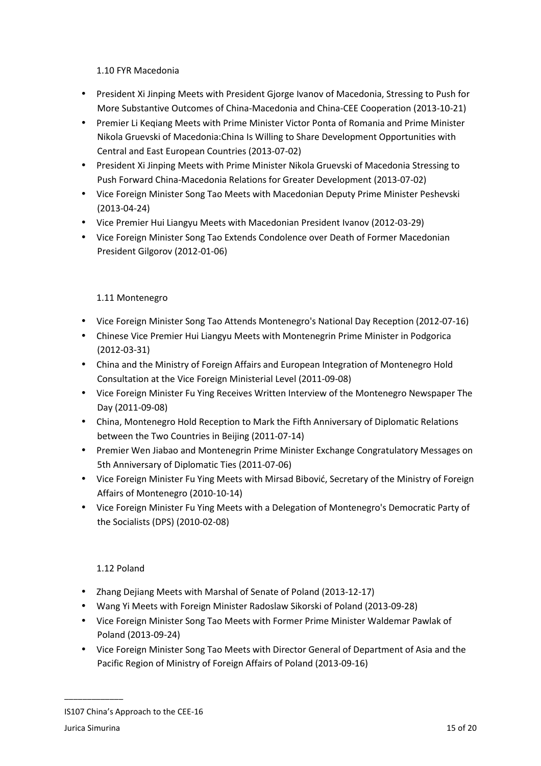### 1.10 FYR Macedonia

- President Xi Jinping Meets with President Gjorge Ivanov of Macedonia, Stressing to Push for More Substantive Outcomes of China-Macedonia and China-CEE Cooperation (2013-10-21)
- Premier Li Keqiang Meets with Prime Minister Victor Ponta of Romania and Prime Minister Nikola Gruevski of Macedonia:China Is Willing to Share Development Opportunities with Central and East European Countries (2013-07-02)
- President Xi Jinping Meets with Prime Minister Nikola Gruevski of Macedonia Stressing to Push Forward China-Macedonia Relations for Greater Development (2013-07-02)
- Vice Foreign Minister Song Tao Meets with Macedonian Deputy Prime Minister Peshevski (2013-04-24)
- Vice Premier Hui Liangyu Meets with Macedonian President Ivanov (2012-03-29)
- Vice Foreign Minister Song Tao Extends Condolence over Death of Former Macedonian President Gilgorov (2012-01-06)

### 1.11 Montenegro

- Vice Foreign Minister Song Tao Attends Montenegro's National Day Reception (2012-07-16)
- Chinese Vice Premier Hui Liangyu Meets with Montenegrin Prime Minister in Podgorica (2012-03-31)
- China and the Ministry of Foreign Affairs and European Integration of Montenegro Hold Consultation at the Vice Foreign Ministerial Level (2011-09-08)
- Vice Foreign Minister Fu Ying Receives Written Interview of the Montenegro Newspaper The Day (2011-09-08)
- China, Montenegro Hold Reception to Mark the Fifth Anniversary of Diplomatic Relations between the Two Countries in Beijing (2011-07-14)
- Premier Wen Jiabao and Montenegrin Prime Minister Exchange Congratulatory Messages on 5th Anniversary of Diplomatic Ties (2011-07-06)
- Vice Foreign Minister Fu Ying Meets with Mirsad Bibović, Secretary of the Ministry of Foreign Affairs of Montenegro (2010-10-14)
- Vice Foreign Minister Fu Ying Meets with a Delegation of Montenegro's Democratic Party of the Socialists (DPS) (2010-02-08)

### 1.12 Poland

- Zhang Dejiang Meets with Marshal of Senate of Poland (2013-12-17)
- Wang Yi Meets with Foreign Minister Radoslaw Sikorski of Poland (2013-09-28)
- Vice Foreign Minister Song Tao Meets with Former Prime Minister Waldemar Pawlak of Poland (2013-09-24)
- Vice Foreign Minister Song Tao Meets with Director General of Department of Asia and the Pacific Region of Ministry of Foreign Affairs of Poland (2013-09-16)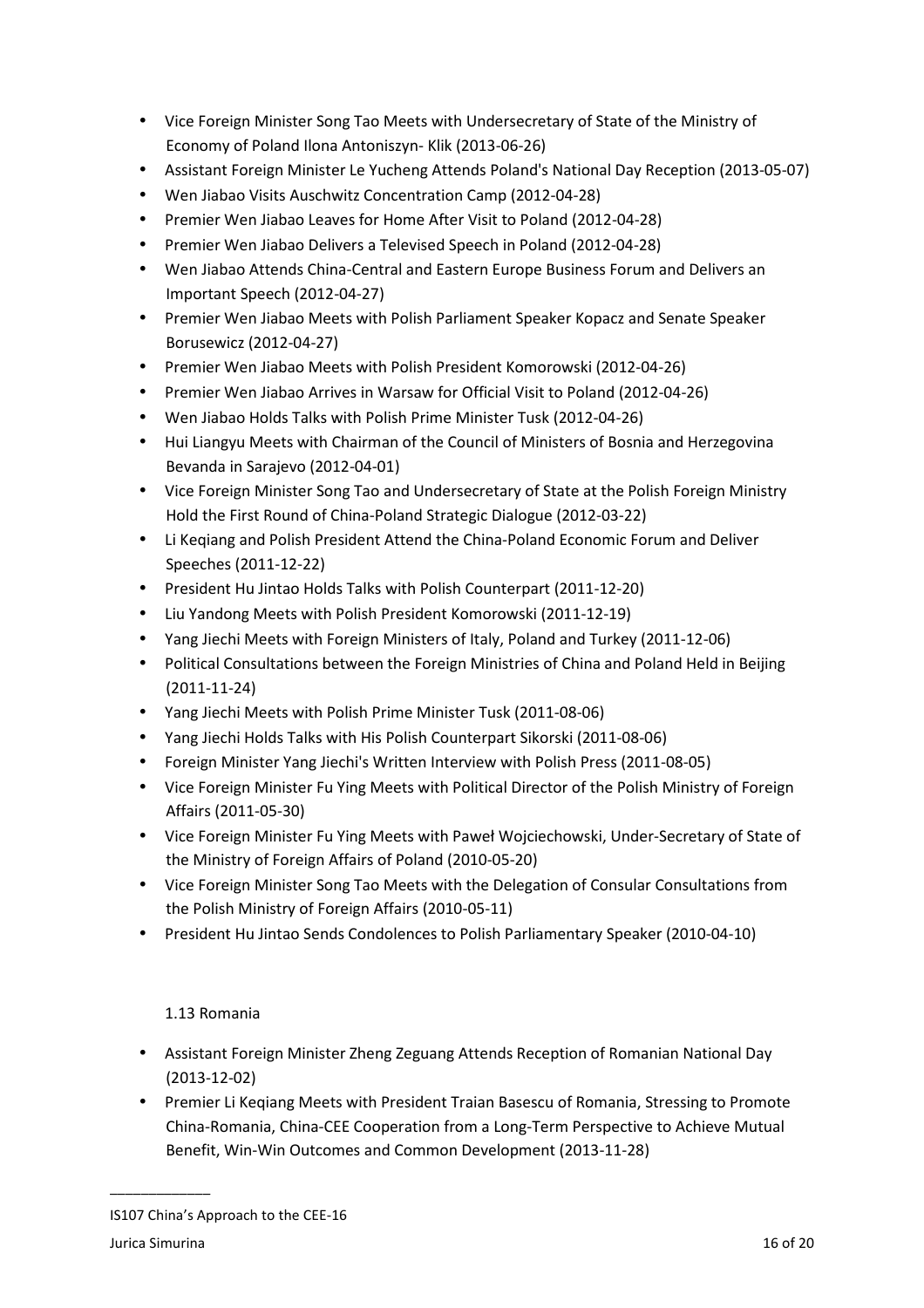- Vice Foreign Minister Song Tao Meets with Undersecretary of State of the Ministry of Economy of Poland Ilona Antoniszyn- Klik (2013-06-26)
- Assistant Foreign Minister Le Yucheng Attends Poland's National Day Reception (2013-05-07)
- Wen Jiabao Visits Auschwitz Concentration Camp (2012-04-28)
- Premier Wen Jiabao Leaves for Home After Visit to Poland (2012-04-28)
- Premier Wen Jiabao Delivers a Televised Speech in Poland (2012-04-28)
- Wen Jiabao Attends China-Central and Eastern Europe Business Forum and Delivers an Important Speech (2012-04-27)
- Premier Wen Jiabao Meets with Polish Parliament Speaker Kopacz and Senate Speaker Borusewicz (2012-04-27)
- Premier Wen Jiabao Meets with Polish President Komorowski (2012-04-26)
- Premier Wen Jiabao Arrives in Warsaw for Official Visit to Poland (2012-04-26)
- Wen Jiabao Holds Talks with Polish Prime Minister Tusk (2012-04-26)
- Hui Liangyu Meets with Chairman of the Council of Ministers of Bosnia and Herzegovina Bevanda in Sarajevo (2012-04-01)
- Vice Foreign Minister Song Tao and Undersecretary of State at the Polish Foreign Ministry Hold the First Round of China-Poland Strategic Dialogue (2012-03-22)
- Li Keqiang and Polish President Attend the China-Poland Economic Forum and Deliver Speeches (2011-12-22)
- President Hu Jintao Holds Talks with Polish Counterpart (2011-12-20)
- Liu Yandong Meets with Polish President Komorowski (2011-12-19)
- Yang Jiechi Meets with Foreign Ministers of Italy, Poland and Turkey (2011-12-06)
- Political Consultations between the Foreign Ministries of China and Poland Held in Beijing (2011-11-24)
- Yang Jiechi Meets with Polish Prime Minister Tusk (2011-08-06)
- Yang Jiechi Holds Talks with His Polish Counterpart Sikorski (2011-08-06)
- Foreign Minister Yang Jiechi's Written Interview with Polish Press (2011-08-05)
- Vice Foreign Minister Fu Ying Meets with Political Director of the Polish Ministry of Foreign Affairs (2011-05-30)
- Vice Foreign Minister Fu Ying Meets with Paweł Wojciechowski, Under-Secretary of State of the Ministry of Foreign Affairs of Poland (2010-05-20)
- Vice Foreign Minister Song Tao Meets with the Delegation of Consular Consultations from the Polish Ministry of Foreign Affairs (2010-05-11)
- President Hu Jintao Sends Condolences to Polish Parliamentary Speaker (2010-04-10)

1.13 Romania

- Assistant Foreign Minister Zheng Zeguang Attends Reception of Romanian National Day (2013-12-02)
- Premier Li Keqiang Meets with President Traian Basescu of Romania, Stressing to Promote China-Romania, China-CEE Cooperation from a Long-Term Perspective to Achieve Mutual Benefit, Win-Win Outcomes and Common Development (2013-11-28)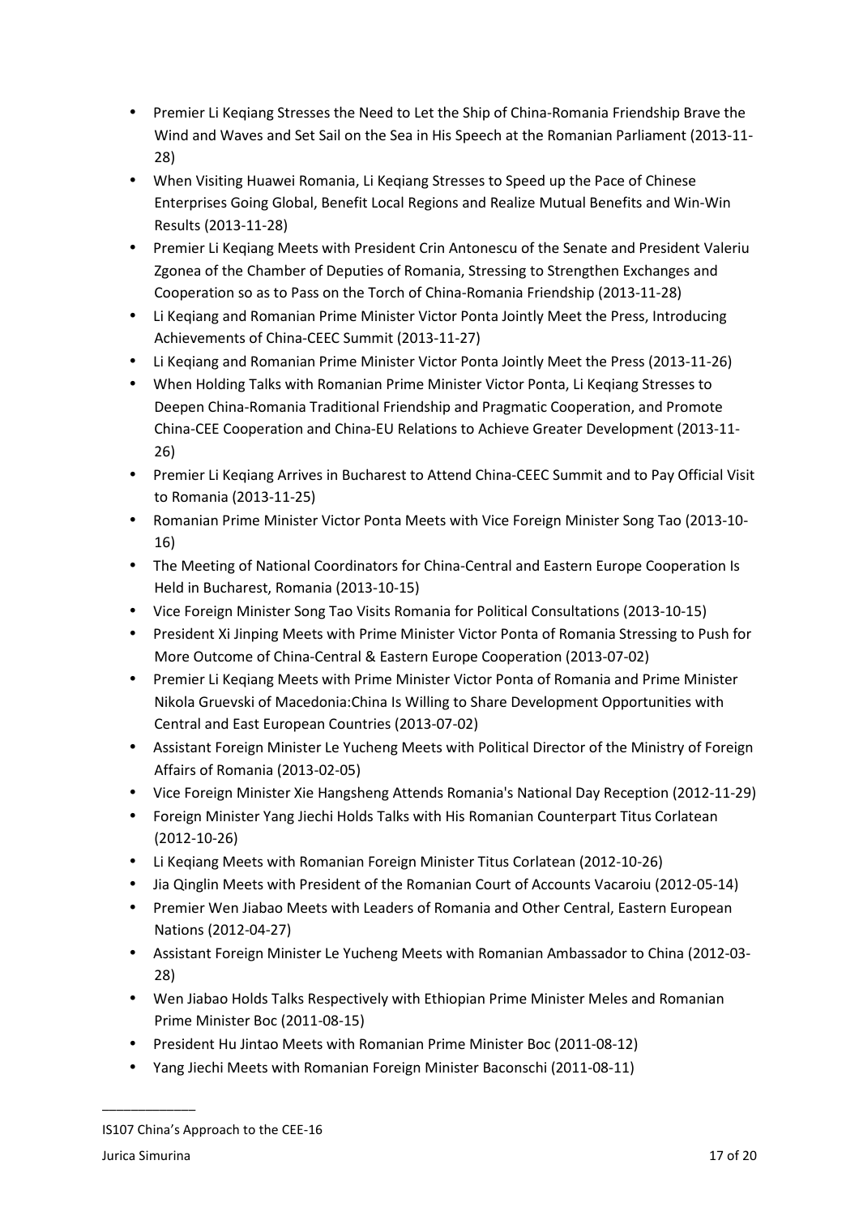- Premier Li Keqiang Stresses the Need to Let the Ship of China-Romania Friendship Brave the Wind and Waves and Set Sail on the Sea in His Speech at the Romanian Parliament (2013-11-28)
- When Visiting Huawei Romania, Li Keqiang Stresses to Speed up the Pace of Chinese Enterprises Going Global, Benefit Local Regions and Realize Mutual Benefits and Win-Win Results (2013-11-28)
- Premier Li Keqiang Meets with President Crin Antonescu of the Senate and President Valeriu Zgonea of the Chamber of Deputies of Romania, Stressing to Strengthen Exchanges and Cooperation so as to Pass on the Torch of China-Romania Friendship (2013-11-28)
- Li Keqiang and Romanian Prime Minister Victor Ponta Jointly Meet the Press, Introducing Achievements of China-CEEC Summit (2013-11-27)
- Li Keqiang and Romanian Prime Minister Victor Ponta Jointly Meet the Press (2013-11-26)
- When Holding Talks with Romanian Prime Minister Victor Ponta, Li Keqiang Stresses to Deepen China-Romania Traditional Friendship and Pragmatic Cooperation, and Promote China-CEE Cooperation and China-EU Relations to Achieve Greater Development (2013-11-26)
- Premier Li Keqiang Arrives in Bucharest to Attend China-CEEC Summit and to Pay Official Visit to Romania (2013-11-25)
- Romanian Prime Minister Victor Ponta Meets with Vice Foreign Minister Song Tao (2013-10-16)
- The Meeting of National Coordinators for China-Central and Eastern Europe Cooperation Is Held in Bucharest, Romania (2013-10-15)
- Vice Foreign Minister Song Tao Visits Romania for Political Consultations (2013-10-15)
- President Xi Jinping Meets with Prime Minister Victor Ponta of Romania Stressing to Push for More Outcome of China-Central & Eastern Europe Cooperation (2013-07-02)
- Premier Li Keqiang Meets with Prime Minister Victor Ponta of Romania and Prime Minister Nikola Gruevski of Macedonia:China Is Willing to Share Development Opportunities with Central and East European Countries (2013-07-02)
- Assistant Foreign Minister Le Yucheng Meets with Political Director of the Ministry of Foreign Affairs of Romania (2013-02-05)
- Vice Foreign Minister Xie Hangsheng Attends Romania's National Day Reception (2012-11-29)
- Foreign Minister Yang Jiechi Holds Talks with His Romanian Counterpart Titus Corlatean (2012-10-26)
- Li Keqiang Meets with Romanian Foreign Minister Titus Corlatean (2012-10-26)
- Jia Qinglin Meets with President of the Romanian Court of Accounts Vacaroiu (2012-05-14)
- Premier Wen Jiabao Meets with Leaders of Romania and Other Central, Eastern European Nations (2012-04-27)
- Assistant Foreign Minister Le Yucheng Meets with Romanian Ambassador to China (2012-03-28)
- Wen Jiabao Holds Talks Respectively with Ethiopian Prime Minister Meles and Romanian Prime Minister Boc (2011-08-15)
- President Hu Jintao Meets with Romanian Prime Minister Boc (2011-08-12)
- Yang Jiechi Meets with Romanian Foreign Minister Baconschi (2011-08-11)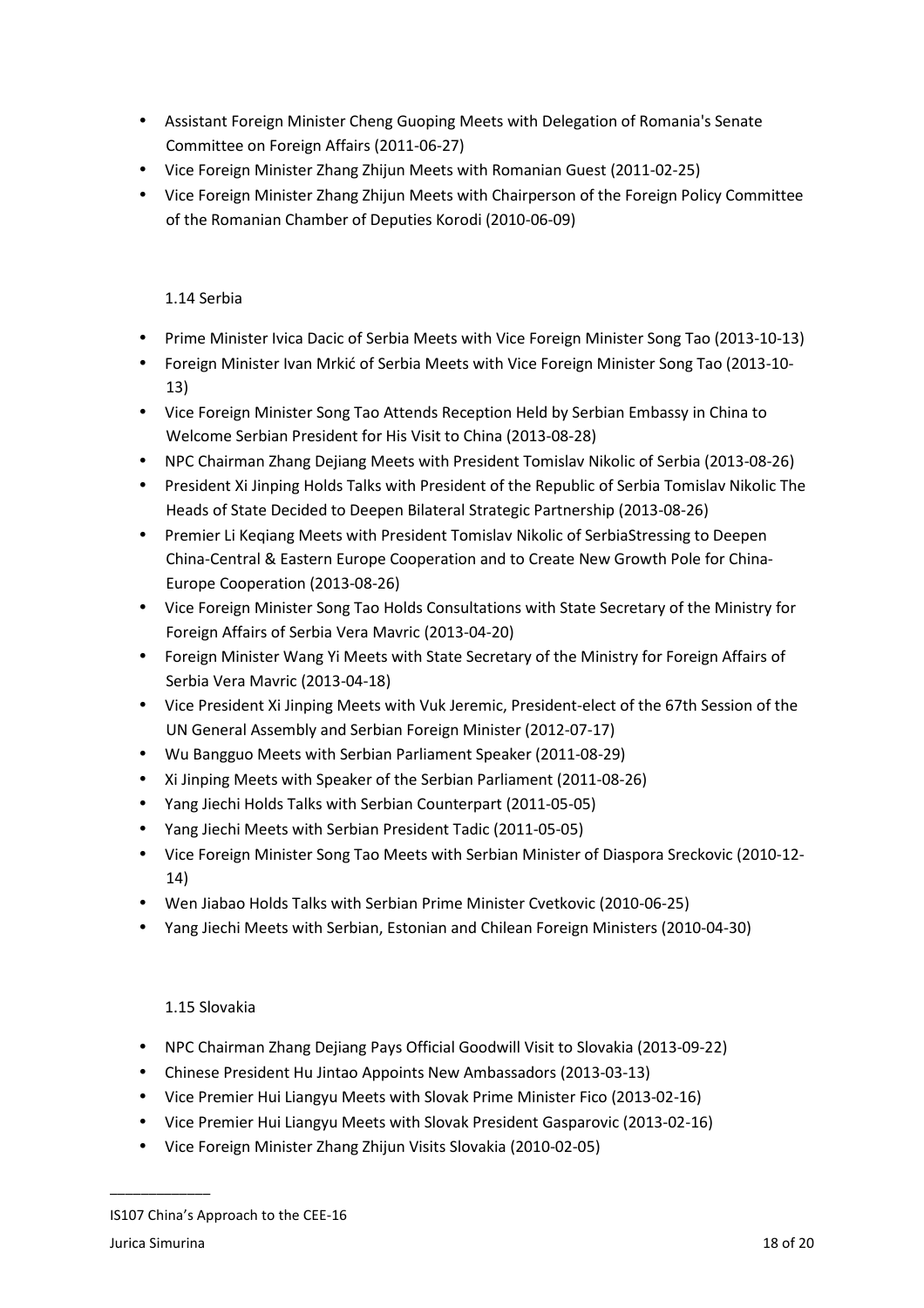- Assistant Foreign Minister Cheng Guoping Meets with Delegation of Romania's Senate Committee on Foreign Affairs (2011-06-27)
- Vice Foreign Minister Zhang Zhijun Meets with Romanian Guest (2011-02-25)
- Vice Foreign Minister Zhang Zhijun Meets with Chairperson of the Foreign Policy Committee of the Romanian Chamber of Deputies Korodi (2010-06-09)

1.14 Serbia

- Prime Minister Ivica Dacic of Serbia Meets with Vice Foreign Minister Song Tao (2013-10-13)
- Foreign Minister Ivan Mrkić of Serbia Meets with Vice Foreign Minister Song Tao (2013-10-13)
- Vice Foreign Minister Song Tao Attends Reception Held by Serbian Embassy in China to Welcome Serbian President for His Visit to China (2013-08-28)
- NPC Chairman Zhang Dejiang Meets with President Tomislav Nikolic of Serbia (2013-08-26)
- President Xi Jinping Holds Talks with President of the Republic of Serbia Tomislav Nikolic The Heads of State Decided to Deepen Bilateral Strategic Partnership (2013-08-26)
- Premier Li Keqiang Meets with President Tomislav Nikolic of SerbiaStressing to Deepen China-Central & Eastern Europe Cooperation and to Create New Growth Pole for China-Europe Cooperation (2013-08-26)
- Vice Foreign Minister Song Tao Holds Consultations with State Secretary of the Ministry for Foreign Affairs of Serbia Vera Mavric (2013-04-20)
- Foreign Minister Wang Yi Meets with State Secretary of the Ministry for Foreign Affairs of Serbia Vera Mavric (2013-04-18)
- Vice President Xi Jinping Meets with Vuk Jeremic, President-elect of the 67th Session of the UN General Assembly and Serbian Foreign Minister (2012-07-17)
- Wu Bangguo Meets with Serbian Parliament Speaker (2011-08-29)
- Xi Jinping Meets with Speaker of the Serbian Parliament (2011-08-26)
- Yang Jiechi Holds Talks with Serbian Counterpart (2011-05-05)
- Yang Jiechi Meets with Serbian President Tadic (2011-05-05)
- Vice Foreign Minister Song Tao Meets with Serbian Minister of Diaspora Sreckovic (2010-12-14)
- Wen Jiabao Holds Talks with Serbian Prime Minister Cvetkovic (2010-06-25)
- Yang Jiechi Meets with Serbian, Estonian and Chilean Foreign Ministers (2010-04-30)

1.15 Slovakia

- NPC Chairman Zhang Dejiang Pays Official Goodwill Visit to Slovakia (2013-09-22)
- Chinese President Hu Jintao Appoints New Ambassadors (2013-03-13)
- Vice Premier Hui Liangyu Meets with Slovak Prime Minister Fico (2013-02-16)
- Vice Premier Hui Liangyu Meets with Slovak President Gasparovic (2013-02-16)
- Vice Foreign Minister Zhang Zhijun Visits Slovakia (2010-02-05)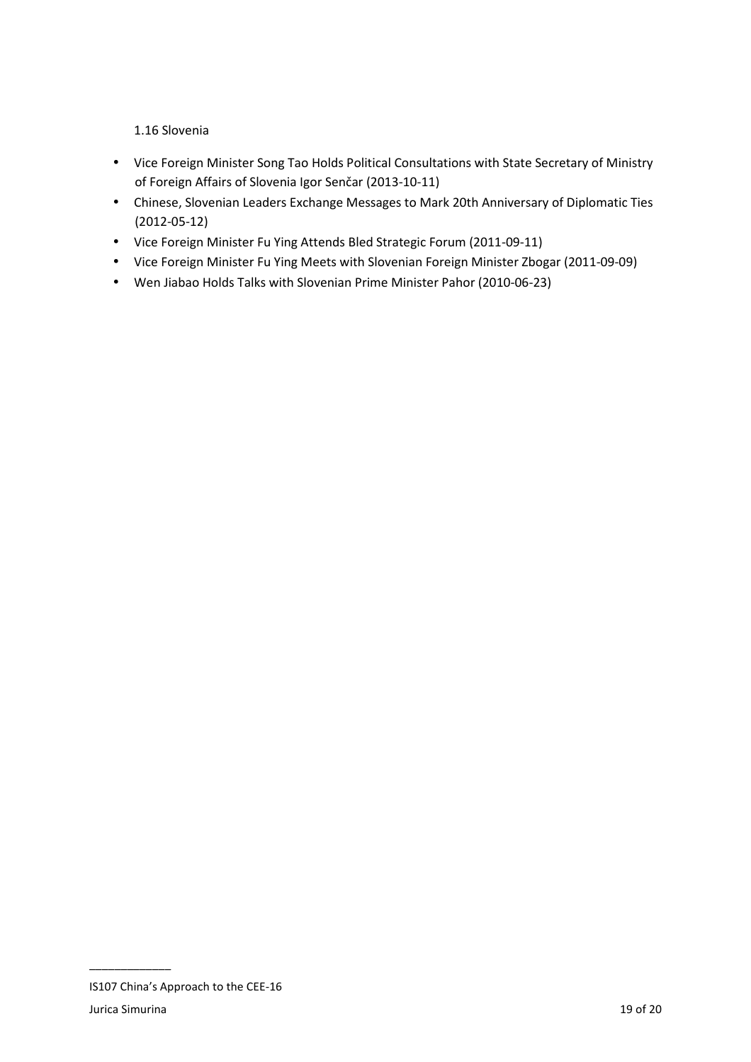### 1.16 Slovenia

- Vice Foreign Minister Song Tao Holds Political Consultations with State Secretary of Ministry of Foreign Affairs of Slovenia Igor Senčar (2013-10-11)
- Chinese, Slovenian Leaders Exchange Messages to Mark 20th Anniversary of Diplomatic Ties (2012-05-12)
- Vice Foreign Minister Fu Ying Attends Bled Strategic Forum (2011-09-11)
- Vice Foreign Minister Fu Ying Meets with Slovenian Foreign Minister Zbogar (2011-09-09)
- Wen Jiabao Holds Talks with Slovenian Prime Minister Pahor (2010-06-23)